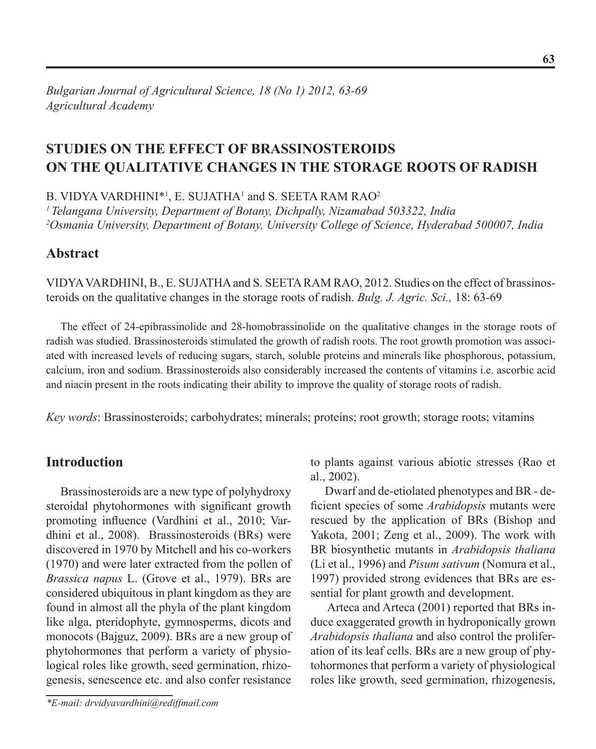*Bulgarian Journal of Agricultural Science, 18 (No 1) 2012, 63-69*
*Agricultural Academy*

# STUDIES ON THE EFFECT OF BRASSINOSTEROIDS ON THE QUALITATIVE CHANGES IN THE STORAGE ROOTS OF RADISH

B. VIDYA VARDHINI*[1], E. SUJATHA[1] and S. SEETA RAM RAO[2]

[1] *Telangana University, Department of Botany, Dichpally, Nizamabad 503322, India*
[2] *Osmania University, Department of Botany, University College of Science, Hyderabad 500007, India*

## Abstract

VIDYA VARDHINI, B., E. SUJATHA and S. SEETA RAM RAO, 2012. Studies on the effect of brassinosteroids on the qualitative changes in the storage roots of radish. *Bulg. J. Agric. Sci.,* 18: 63-69

The effect of 24-epibrassinolide and 28-homobrassinolide on the qualitative changes in the storage roots of radish was studied. Brassinosteroids stimulated the growth of radish roots. The root growth promotion was associated with increased levels of reducing sugars, starch, soluble proteins and minerals like phosphorous, potassium, calcium, iron and sodium. Brassinosteroids also considerably increased the contents of vitamins i.e. ascorbic acid and niacin present in the roots indicating their ability to improve the quality of storage roots of radish.

*Key words*: Brassinosteroids; carbohydrates; minerals; proteins; root growth; storage roots; vitamins

## Introduction

Brassinosteroids are a new type of polyhydroxy steroidal phytohormones with significant growth promoting influence (Vardhini et al., 2010; Vardhini et al., 2008). Brassinosteroids (BRs) were discovered in 1970 by Mitchell and his co-workers (1970) and were later extracted from the pollen of *Brassica napus* L. (Grove et al., 1979). BRs are considered ubiquitous in plant kingdom as they are found in almost all the phyla of the plant kingdom like alga, pteridophyte, gymnosperms, dicots and monocots (Bajguz, 2009). BRs are a new group of phytohormones that perform a variety of physiological roles like growth, seed germination, rhizogenesis, senescence etc. and also confer resistance to plants against various abiotic stresses (Rao et al., 2002).

Dwarf and de-etiolated phenotypes and BR - deficient species of some *Arabidopsis* mutants were rescued by the application of BRs (Bishop and Yakota, 2001; Zeng et al., 2009). The work with BR biosynthetic mutants in *Arabidopsis thaliana* (Li et al., 1996) and *Pisum sativum* (Nomura et al., 1997) provided strong evidences that BRs are essential for plant growth and development.

Arteca and Arteca (2001) reported that BRs induce exaggerated growth in hydroponically grown *Arabidopsis thaliana* and also control the proliferation of its leaf cells. BRs are a new group of phytohormones that perform a variety of physiological roles like growth, seed germination, rhizogenesis,

*E-mail: drvidyavardhini@rediffmail.com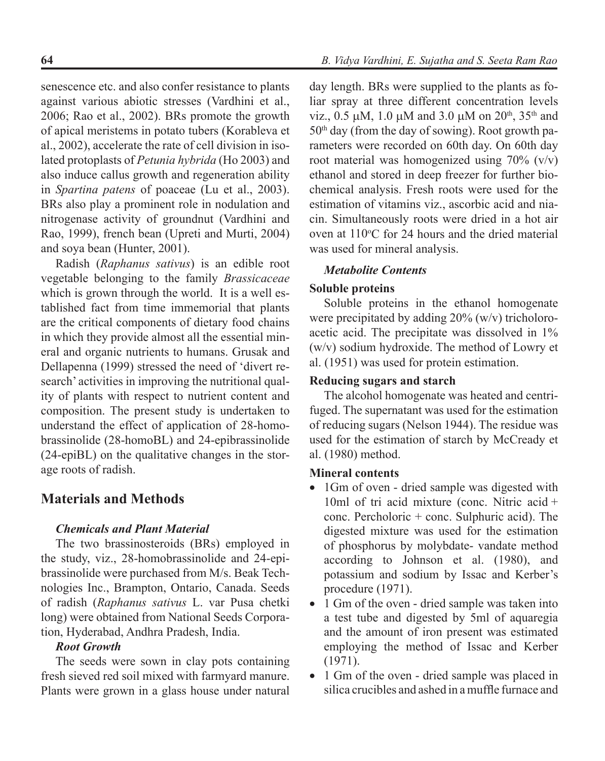senescence etc. and also confer resistance to plants against various abiotic stresses (Vardhini et al., 2006; Rao et al., 2002). BRs promote the growth of apical meristems in potato tubers (Korableva et al., 2002), accelerate the rate of cell division in isolated protoplasts of *Petunia hybrida* (Ho 2003) and also induce callus growth and regeneration ability in *Spartina patens* of poaceae (Lu et al., 2003). BRs also play a prominent role in nodulation and nitrogenase activity of groundnut (Vardhini and Rao, 1999), french bean (Upreti and Murti, 2004) and soya bean (Hunter, 2001).

Radish (*Raphanus sativus*) is an edible root vegetable belonging to the family *Brassicaceae* which is grown through the world. It is a well established fact from time immemorial that plants are the critical components of dietary food chains in which they provide almost all the essential mineral and organic nutrients to humans. Grusak and Dellapenna (1999) stressed the need of 'divert research' activities in improving the nutritional quality of plants with respect to nutrient content and composition. The present study is undertaken to understand the effect of application of 28-homobrassinolide (28-homoBL) and 24-epibrassinolide (24-epiBL) on the qualitative changes in the storage roots of radish.

## Materials and Methods

### *Chemicals and Plant Material*

The two brassinosteroids (BRs) employed in the study, viz., 28-homobrassinolide and 24-epibrassinolide were purchased from M/s. Beak Technologies Inc., Brampton, Ontario, Canada. Seeds of radish (*Raphanus sativus* L. var Pusa chetki long) were obtained from National Seeds Corporation, Hyderabad, Andhra Pradesh, India.

### *Root Growth*

The seeds were sown in clay pots containing fresh sieved red soil mixed with farmyard manure. Plants were grown in a glass house under natural day length. BRs were supplied to the plants as foliar spray at three different concentration levels viz., 0.5 μM, 1.0 μM and 3.0 μM on $20^{th}$, $35^{th}$ and $50^{th}$ day (from the day of sowing). Root growth parameters were recorded on 60th day. On 60th day root material was homogenized using 70% (v/v) ethanol and stored in deep freezer for further biochemical analysis. Fresh roots were used for the estimation of vitamins viz., ascorbic acid and niacin. Simultaneously roots were dried in a hot air oven at 110°C for 24 hours and the dried material was used for mineral analysis.

### *Metabolite Contents*

#### Soluble proteins

Soluble proteins in the ethanol homogenate were precipitated by adding 20% (w/v) tricholoroacetic acid. The precipitate was dissolved in 1% (w/v) sodium hydroxide. The method of Lowry et al. (1951) was used for protein estimation.

#### Reducing sugars and starch

The alcohol homogenate was heated and centrifuged. The supernatant was used for the estimation of reducing sugars (Nelson 1944). The residue was used for the estimation of starch by McCready et al. (1980) method.

#### Mineral contents

- 1Gm of oven - dried sample was digested with 10ml of tri acid mixture (conc. Nitric acid + conc. Percholoric + conc. Sulphuric acid). The digested mixture was used for the estimation of phosphorus by molybdate- vandate method according to Johnson et al. (1980), and potassium and sodium by Issac and Kerber's procedure (1971).
- 1 Gm of the oven - dried sample was taken into a test tube and digested by 5ml of aquaregia and the amount of iron present was estimated employing the method of Issac and Kerber (1971).
- 1 Gm of the oven - dried sample was placed in silica crucibles and ashed in a muffle furnace and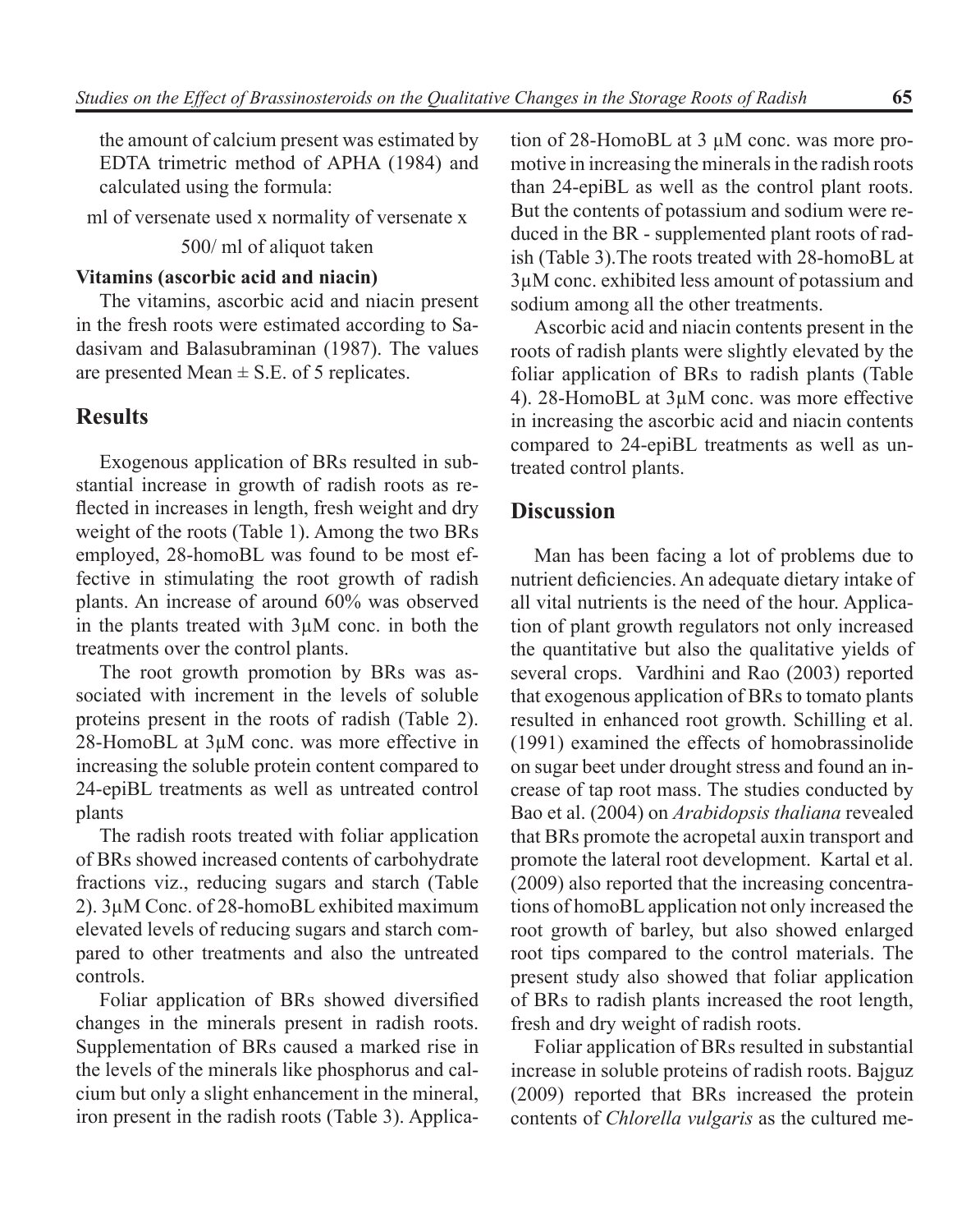the amount of calcium present was estimated by EDTA trimetric method of APHA (1984) and calculated using the formula:

ml of versenate used x normality of versenate x 500/ ml of aliquot taken

**Vitamins (ascorbic acid and niacin)**

The vitamins, ascorbic acid and niacin present in the fresh roots were estimated according to Sadasivam and Balasubraminan (1987). The values are presented Mean ± S.E. of 5 replicates.

## Results

Exogenous application of BRs resulted in substantial increase in growth of radish roots as reflected in increases in length, fresh weight and dry weight of the roots (Table 1). Among the two BRs employed, 28-homoBL was found to be most effective in stimulating the root growth of radish plants. An increase of around 60% was observed in the plants treated with 3µM conc. in both the treatments over the control plants.

The root growth promotion by BRs was associated with increment in the levels of soluble proteins present in the roots of radish (Table 2). 28-HomoBL at 3µM conc. was more effective in increasing the soluble protein content compared to 24-epiBL treatments as well as untreated control plants

The radish roots treated with foliar application of BRs showed increased contents of carbohydrate fractions viz., reducing sugars and starch (Table 2). 3µM Conc. of 28-homoBL exhibited maximum elevated levels of reducing sugars and starch compared to other treatments and also the untreated controls.

Foliar application of BRs showed diversified changes in the minerals present in radish roots. Supplementation of BRs caused a marked rise in the levels of the minerals like phosphorus and calcium but only a slight enhancement in the mineral, iron present in the radish roots (Table 3). Application of 28-HomoBL at 3 µM conc. was more promotive in increasing the minerals in the radish roots than 24-epiBL as well as the control plant roots. But the contents of potassium and sodium were reduced in the BR - supplemented plant roots of radish (Table 3).The roots treated with 28-homoBL at 3µM conc. exhibited less amount of potassium and sodium among all the other treatments.

Ascorbic acid and niacin contents present in the roots of radish plants were slightly elevated by the foliar application of BRs to radish plants (Table 4). 28-HomoBL at 3µM conc. was more effective in increasing the ascorbic acid and niacin contents compared to 24-epiBL treatments as well as untreated control plants.

## Discussion

Man has been facing a lot of problems due to nutrient deficiencies. An adequate dietary intake of all vital nutrients is the need of the hour. Application of plant growth regulators not only increased the quantitative but also the qualitative yields of several crops. Vardhini and Rao (2003) reported that exogenous application of BRs to tomato plants resulted in enhanced root growth. Schilling et al. (1991) examined the effects of homobrassinolide on sugar beet under drought stress and found an increase of tap root mass. The studies conducted by Bao et al. (2004) on *Arabidopsis thaliana* revealed that BRs promote the acropetal auxin transport and promote the lateral root development. Kartal et al. (2009) also reported that the increasing concentrations of homoBL application not only increased the root growth of barley, but also showed enlarged root tips compared to the control materials. The present study also showed that foliar application of BRs to radish plants increased the root length, fresh and dry weight of radish roots.

Foliar application of BRs resulted in substantial increase in soluble proteins of radish roots. Bajguz (2009) reported that BRs increased the protein contents of *Chlorella vulgaris* as the cultured me-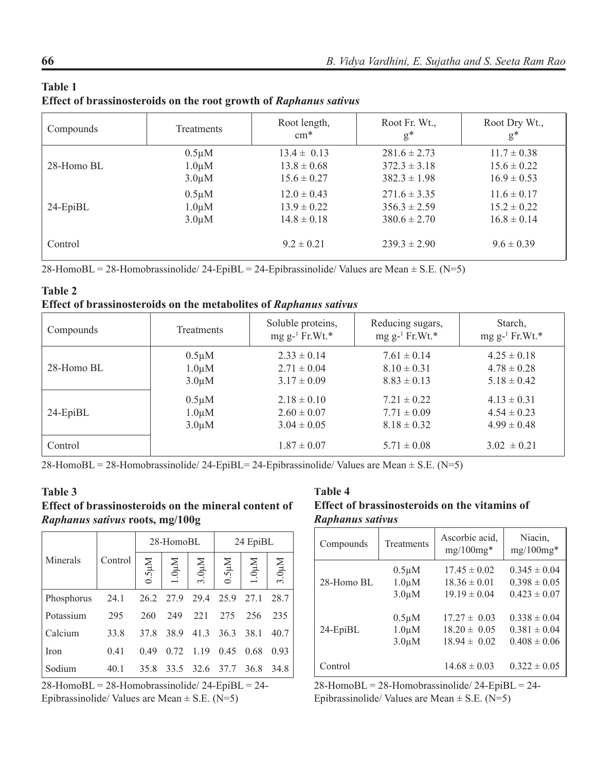**Table 1**
**Effect of brassinosteroids on the root growth of *Raphanus sativus***

| Compounds | Treatments | Root length, cm* | Root Fr. Wt., g* | Root Dry Wt., g* |
|---|---|---|---|---|
| 28-Homo BL | 0.5μM | 13.4 ± 0.13 | 281.6 ± 2.73 | 11.7 ± 0.38 |
| | 1.0μM | 13.8 ± 0.68 | 372.3 ± 3.18 | 15.6 ± 0.22 |
| | 3.0μM | 15.6 ± 0.27 | 382.3 ± 1.98 | 16.9 ± 0.53 |
| 24-EpiBL | 0.5μM | 12.0 ± 0.43 | 271.6 ± 3.35 | 11.6 ± 0.17 |
| | 1.0μM | 13.9 ± 0.22 | 356.3 ± 2.59 | 15.2 ± 0.22 |
| | 3.0μM | 14.8 ± 0.18 | 380.6 ± 2.70 | 16.8 ± 0.14 |
| Control | | 9.2 ± 0.21 | 239.3 ± 2.90 | 9.6 ± 0.39 |

28-HomoBL = 28-Homobrassinolide/ 24-EpiBL = 24-Epibrassinolide/ Values are Mean ± S.E. (N=5)

**Table 2**
**Effect of brassinosteroids on the metabolites of *Raphanus sativus***

| Compounds | Treatments | Soluble proteins, mg g-1 Fr.Wt.* | Reducing sugars, mg g-1 Fr.Wt.* | Starch, mg g-1 Fr.Wt.* |
|---|---|---|---|---|
| 28-Homo BL | 0.5μM | 2.33 ± 0.14 | 7.61 ± 0.14 | 4.25 ± 0.18 |
| | 1.0μM | 2.71 ± 0.04 | 8.10 ± 0.31 | 4.78 ± 0.28 |
| | 3.0μM | 3.17 ± 0.09 | 8.83 ± 0.13 | 5.18 ± 0.42 |
| 24-EpiBL | 0.5μM | 2.18 ± 0.10 | 7.21 ± 0.22 | 4.13 ± 0.31 |
| | 1.0μM | 2.60 ± 0.07 | 7.71 ± 0.09 | 4.54 ± 0.23 |
| | 3.0μM | 3.04 ± 0.05 | 8.18 ± 0.32 | 4.99 ± 0.48 |
| Control | | 1.87 ± 0.07 | 5.71 ± 0.08 | 3.02 ± 0.21 |

28-HomoBL = 28-Homobrassinolide/ 24-EpiBL= 24-Epibrassinolide/ Values are Mean ± S.E. (N=5)

**Table 3**
**Effect of brassinosteroids on the mineral content of *Raphanus sativus* roots, mg/100g**

| Minerals | Control | 28-HomoBL | | | 24 EpiBL | | |
|---|---|---|---|---|---|---|---|
| | | 0.5μM | 1.0μM | 3.0μM | 0.5μM | 1.0μM | 3.0μM |
| Phosphorus | 24.1 | 26.2 | 27.9 | 29.4 | 25.9 | 27.1 | 28.7 |
| Potassium | 295 | 260 | 249 | 221 | 275 | 256 | 235 |
| Calcium | 33.8 | 37.8 | 38.9 | 41.3 | 36.3 | 38.1 | 40.7 |
| Iron | 0.41 | 0.49 | 0.72 | 1.19 | 0.45 | 0.68 | 0.93 |
| Sodium | 40.1 | 35.8 | 33.5 | 32.6 | 37.7 | 36.8 | 34.8 |

28-HomoBL = 28-Homobrassinolide/ 24-EpiBL = 24-Epibrassinolide/ Values are Mean ± S.E. (N=5)

**Table 4**
**Effect of brassinosteroids on the vitamins of *Raphanus sativus***

| Compounds | Treatments | Ascorbic acid, mg/100mg* | Niacin, mg/100mg* |
|---|---|---|---|
| 28-Homo BL | 0.5μM | 17.45 ± 0.02 | 0.345 ± 0.04 |
| | 1.0μM | 18.36 ± 0.01 | 0.398 ± 0.05 |
| | 3.0μM | 19.19 ± 0.04 | 0.423 ± 0.07 |
| 24-EpiBL | 0.5μM | 17.27 ± 0.03 | 0.338 ± 0.04 |
| | 1.0μM | 18.20 ± 0.05 | 0.381 ± 0.04 |
| | 3.0μM | 18.94 ± 0.02 | 0.408 ± 0.06 |
| Control | | 14.68 ± 0.03 | 0.322 ± 0.05 |

28-HomoBL = 28-Homobrassinolide/ 24-EpiBL = 24-Epibrassinolide/ Values are Mean ± S.E. (N=5)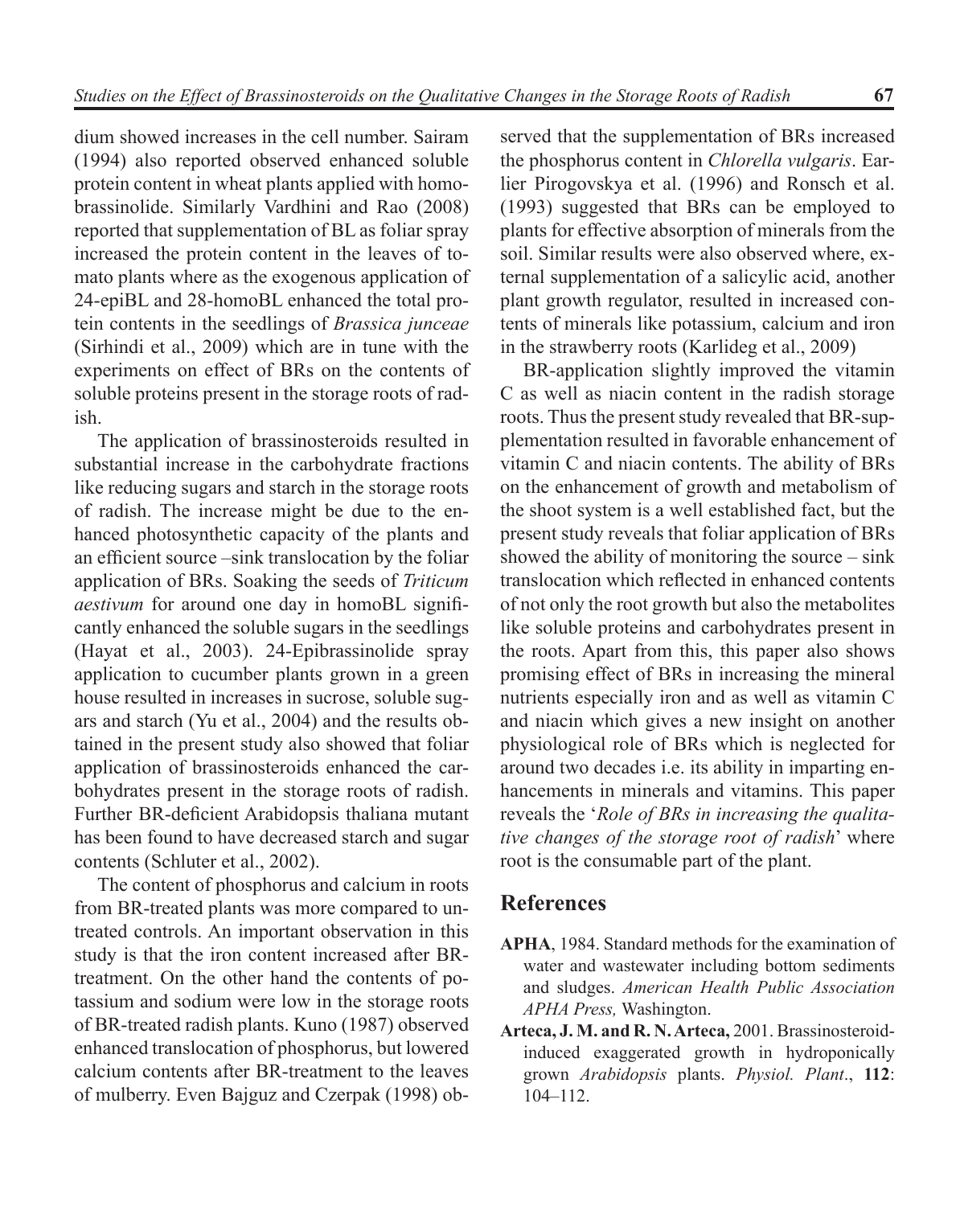dium showed increases in the cell number. Sairam (1994) also reported observed enhanced soluble protein content in wheat plants applied with homobrassinolide. Similarly Vardhini and Rao (2008) reported that supplementation of BL as foliar spray increased the protein content in the leaves of tomato plants where as the exogenous application of 24-epiBL and 28-homoBL enhanced the total protein contents in the seedlings of *Brassica junceae* (Sirhindi et al., 2009) which are in tune with the experiments on effect of BRs on the contents of soluble proteins present in the storage roots of radish.

The application of brassinosteroids resulted in substantial increase in the carbohydrate fractions like reducing sugars and starch in the storage roots of radish. The increase might be due to the enhanced photosynthetic capacity of the plants and an efficient source –sink translocation by the foliar application of BRs. Soaking the seeds of *Triticum aestivum* for around one day in homoBL significantly enhanced the soluble sugars in the seedlings (Hayat et al., 2003). 24-Epibrassinolide spray application to cucumber plants grown in a green house resulted in increases in sucrose, soluble sugars and starch (Yu et al., 2004) and the results obtained in the present study also showed that foliar application of brassinosteroids enhanced the carbohydrates present in the storage roots of radish. Further BR-deficient Arabidopsis thaliana mutant has been found to have decreased starch and sugar contents (Schluter et al., 2002).

The content of phosphorus and calcium in roots from BR-treated plants was more compared to untreated controls. An important observation in this study is that the iron content increased after BR-treatment. On the other hand the contents of potassium and sodium were low in the storage roots of BR-treated radish plants. Kuno (1987) observed enhanced translocation of phosphorus, but lowered calcium contents after BR-treatment to the leaves of mulberry. Even Bajguz and Czerpak (1998) observed that the supplementation of BRs increased the phosphorus content in *Chlorella vulgaris*. Earlier Pirogovskya et al. (1996) and Ronsch et al. (1993) suggested that BRs can be employed to plants for effective absorption of minerals from the soil. Similar results were also observed where, external supplementation of a salicylic acid, another plant growth regulator, resulted in increased contents of minerals like potassium, calcium and iron in the strawberry roots (Karlideg et al., 2009)

BR-application slightly improved the vitamin C as well as niacin content in the radish storage roots. Thus the present study revealed that BR-supplementation resulted in favorable enhancement of vitamin C and niacin contents. The ability of BRs on the enhancement of growth and metabolism of the shoot system is a well established fact, but the present study reveals that foliar application of BRs showed the ability of monitoring the source – sink translocation which reflected in enhanced contents of not only the root growth but also the metabolites like soluble proteins and carbohydrates present in the roots. Apart from this, this paper also shows promising effect of BRs in increasing the mineral nutrients especially iron and as well as vitamin C and niacin which gives a new insight on another physiological role of BRs which is neglected for around two decades i.e. its ability in imparting enhancements in minerals and vitamins. This paper reveals the '*Role of BRs in increasing the qualitative changes of the storage root of radish*' where root is the consumable part of the plant.

## References

**APHA**, 1984. Standard methods for the examination of water and wastewater including bottom sediments and sludges. *American Health Public Association APHA Press,* Washington.

**Arteca, J. M. and R. N. Arteca,** 2001. Brassinosteroid-induced exaggerated growth in hydroponically grown *Arabidopsis* plants. *Physiol. Plant*., **112**: 104–112.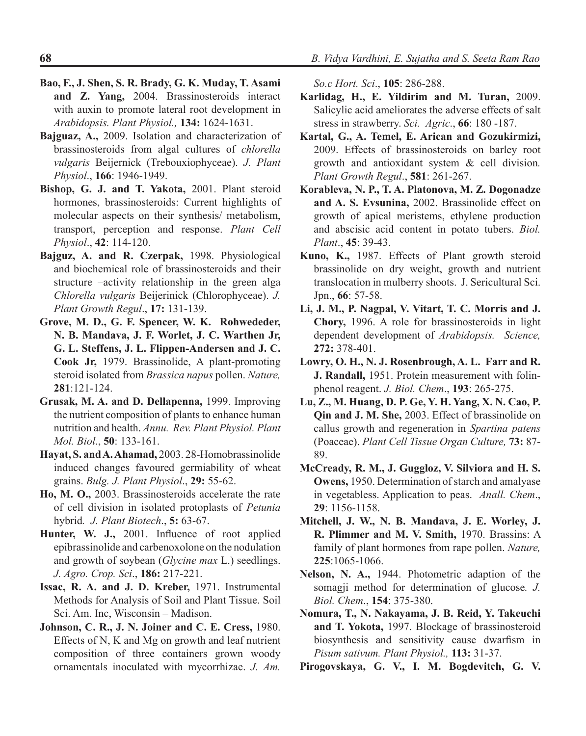**Bao, F., J. Shen, S. R. Brady, G. K. Muday, T. Asami and Z. Yang,** 2004. Brassinosteroids interact with auxin to promote lateral root development in *Arabidopsis. Plant Physiol.,* **134:** 1624-1631.

**Bajguaz, A.,** 2009. Isolation and characterization of brassinosteroids from algal cultures of *chlorella vulgaris* Beijernick (Trebouxiophyceae). *J. Plant Physiol*., **166**: 1946-1949.

**Bishop, G. J. and T. Yakota,** 2001. Plant steroid hormones, brassinosteroids: Current highlights of molecular aspects on their synthesis/ metabolism, transport, perception and response. *Plant Cell Physiol*., **42**: 114-120.

**Bajguz, A. and R. Czerpak,** 1998. Physiological and biochemical role of brassinosteroids and their structure –activity relationship in the green alga *Chlorella vulgaris* Beijerinick (Chlorophyceae). *J. Plant Growth Regul*., **17:** 131-139.

**Grove, M. D., G. F. Spencer, W. K. Rohwededer, N. B. Mandava, J. F. Worlet, J. C. Warthen Jr, G. L. Steffens, J. L. Flippen-Andersen and J. C. Cook Jr,** 1979. Brassinolide, A plant-promoting steroid isolated from *Brassica napus* pollen. *Nature,* **281**:121-124.

**Grusak, M. A. and D. Dellapenna,** 1999. Improving the nutrient composition of plants to enhance human nutrition and health. *Annu. Rev. Plant Physiol. Plant Mol. Biol*., **50**: 133-161.

**Hayat, S. and A. Ahamad,** 2003. 28-Homobrassinolide induced changes favoured germiability of wheat grains. *Bulg. J. Plant Physiol*., **29:** 55-62.

**Ho, M. O.,** 2003. Brassinosteroids accelerate the rate of cell division in isolated protoplasts of *Petunia* hybrid*. J. Plant Biotech*., **5:** 63-67.

**Hunter, W. J.,** 2001. Influence of root applied epibrassinolide and carbenoxolone on the nodulation and growth of soybean (*Glycine max* L.) seedlings. *J. Agro. Crop. Sci*., **186:** 217-221.

**Issac, R. A. and J. D. Kreber,** 1971. Instrumental Methods for Analysis of Soil and Plant Tissue. Soil Sci. Am. Inc, Wisconsin – Madison.

**Johnson, C. R., J. N. Joiner and C. E. Cress,** 1980. Effects of N, K and Mg on growth and leaf nutrient composition of three containers grown woody ornamentals inoculated with mycorrhizae. *J. Am. So.c Hort. Sci*., **105**: 286-288.

**Karlidag, H., E. Yildirim and M. Turan,** 2009. Salicylic acid ameliorates the adverse effects of salt stress in strawberry. *Sci. Agric*., **66**: 180 -187.

**Kartal, G., A. Temel, E. Arican and Gozukirmizi,** 2009. Effects of brassinosteroids on barley root growth and antioxidant system & cell division*. Plant Growth Regul*., **581**: 261-267.

**Korableva, N. P., T. A. Platonova, M. Z. Dogonadze and A. S. Evsunina,** 2002. Brassinolide effect on growth of apical meristems, ethylene production and abscisic acid content in potato tubers. *Biol. Plant*., **45**: 39-43.

**Kuno, K.,** 1987. Effects of Plant growth steroid brassinolide on dry weight, growth and nutrient translocation in mulberry shoots. J. Sericultural Sci. Jpn., **66**: 57-58.

**Li, J. M., P. Nagpal, V. Vitart, T. C. Morris and J. Chory,** 1996. A role for brassinosteroids in light dependent development of *Arabidopsis. Science,* **272:** 378-401.

**Lowry, O. H., N. J. Rosenbrough, A. L. Farr and R. J. Randall,** 1951. Protein measurement with folin-phenol reagent. *J. Biol. Chem*., **193**: 265-275.

**Lu, Z., M. Huang, D. P. Ge, Y. H. Yang, X. N. Cao, P. Qin and J. M. She,** 2003. Effect of brassinolide on callus growth and regeneration in *Spartina patens* (Poaceae). *Plant Cell Tissue Organ Culture,* **73:** 87-89.

**McCready, R. M., J. Guggloz, V. Silviora and H. S. Owens,** 1950. Determination of starch and amalyase in vegetabless. Application to peas. *Anall. Chem*., **29**: 1156-1158.

**Mitchell, J. W., N. B. Mandava, J. E. Worley, J. R. Plimmer and M. V. Smith,** 1970. Brassins: A family of plant hormones from rape pollen. *Nature,* **225**:1065-1066.

**Nelson, N. A.,** 1944. Photometric adaption of the somagji method for determination of glucose*. J. Biol. Chem*., **154**: 375-380.

**Nomura, T., N. Nakayama, J. B. Reid, Y. Takeuchi and T. Yokota,** 1997. Blockage of brassinosteroid biosynthesis and sensitivity cause dwarfism in *Pisum sativum. Plant Physiol.,* **113:** 31-37.

**Pirogovskaya, G. V., I. M. Bogdevitch, G. V.**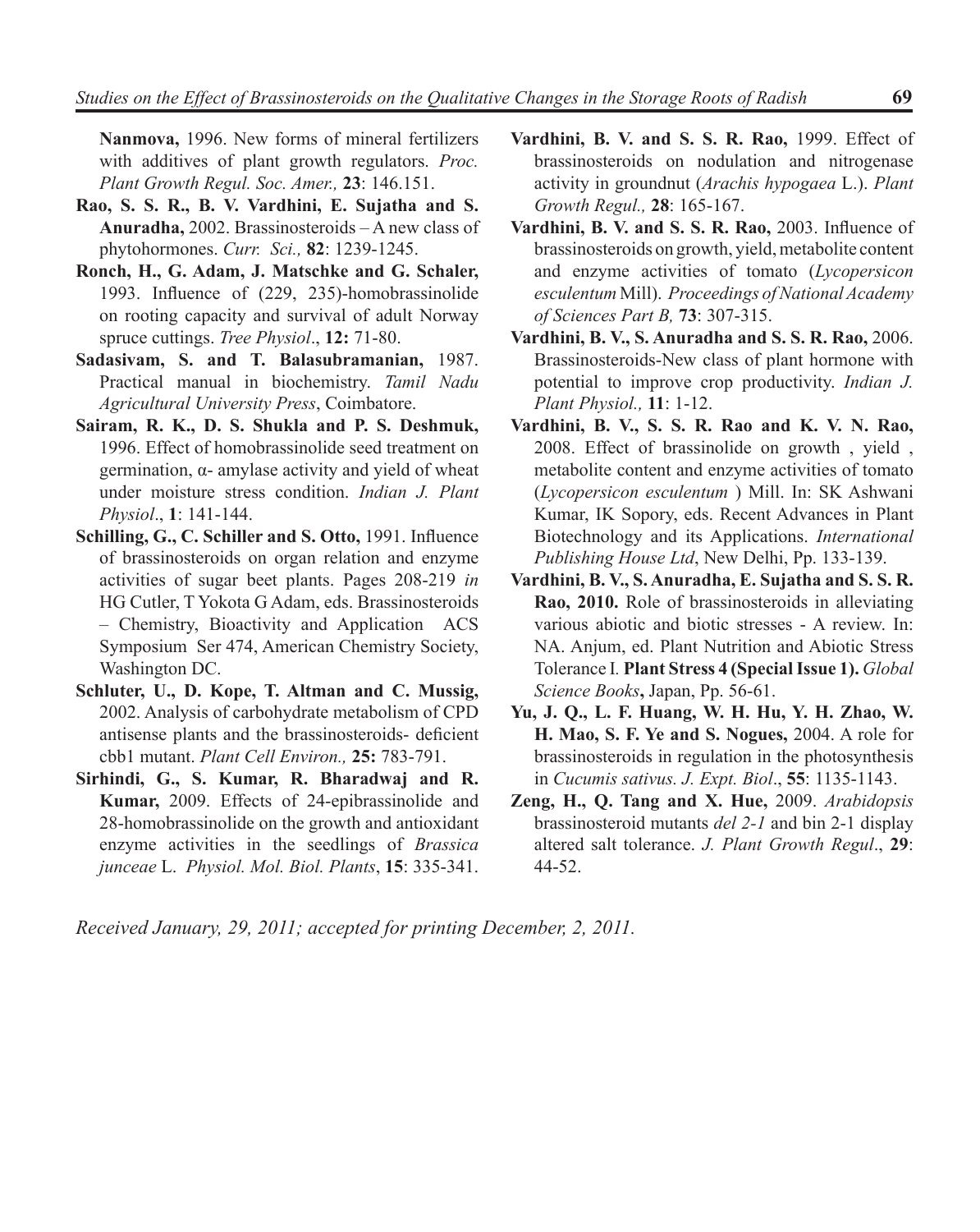**Nanmova,** 1996. New forms of mineral fertilizers with additives of plant growth regulators. *Proc. Plant Growth Regul. Soc. Amer.,* **23**: 146.151.

**Rao, S. S. R., B. V. Vardhini, E. Sujatha and S. Anuradha,** 2002. Brassinosteroids – A new class of phytohormones. *Curr. Sci.,* **82**: 1239-1245.

**Ronch, H., G. Adam, J. Matschke and G. Schaler,** 1993. Influence of (229, 235)-homobrassinolide on rooting capacity and survival of adult Norway spruce cuttings. *Tree Physiol*., **12:** 71-80.

**Sadasivam, S. and T. Balasubramanian,** 1987. Practical manual in biochemistry. *Tamil Nadu Agricultural University Press*, Coimbatore.

**Sairam, R. K., D. S. Shukla and P. S. Deshmuk,** 1996. Effect of homobrassinolide seed treatment on germination, α- amylase activity and yield of wheat under moisture stress condition. *Indian J. Plant Physiol*., **1**: 141-144.

**Schilling, G., C. Schiller and S. Otto,** 1991. Influence of brassinosteroids on organ relation and enzyme activities of sugar beet plants. Pages 208-219 *in* HG Cutler, T Yokota G Adam, eds. Brassinosteroids – Chemistry, Bioactivity and Application ACS Symposium Ser 474, American Chemistry Society, Washington DC.

**Schluter, U., D. Kope, T. Altman and C. Mussig,** 2002. Analysis of carbohydrate metabolism of CPD antisense plants and the brassinosteroids- deficient cbb1 mutant. *Plant Cell Environ.,* **25:** 783-791.

**Sirhindi, G., S. Kumar, R. Bharadwaj and R. Kumar,** 2009. Effects of 24-epibrassinolide and 28-homobrassinolide on the growth and antioxidant enzyme activities in the seedlings of *Brassica junceae* L. *Physiol. Mol. Biol. Plants*, **15**: 335-341.

**Vardhini, B. V. and S. S. R. Rao,** 1999. Effect of brassinosteroids on nodulation and nitrogenase activity in groundnut (*Arachis hypogaea* L.). *Plant Growth Regul.,* **28**: 165-167.

**Vardhini, B. V. and S. S. R. Rao,** 2003. Influence of brassinosteroids on growth, yield, metabolite content and enzyme activities of tomato (*Lycopersicon esculentum* Mill). *Proceedings of National Academy of Sciences Part B,* **73**: 307-315.

**Vardhini, B. V., S. Anuradha and S. S. R. Rao,** 2006. Brassinosteroids-New class of plant hormone with potential to improve crop productivity. *Indian J. Plant Physiol.,* **11**: 1-12.

**Vardhini, B. V., S. S. R. Rao and K. V. N. Rao,** 2008. Effect of brassinolide on growth , yield , metabolite content and enzyme activities of tomato (*Lycopersicon esculentum* ) Mill. In: SK Ashwani Kumar, IK Sopory, eds. Recent Advances in Plant Biotechnology and its Applications. *International Publishing House Ltd*, New Delhi, Pp. 133-139.

**Vardhini, B. V., S. Anuradha, E. Sujatha and S. S. R. Rao, 2010.** Role of brassinosteroids in alleviating various abiotic and biotic stresses - A review. In: NA. Anjum, ed. Plant Nutrition and Abiotic Stress Tolerance I. **Plant Stress 4 (Special Issue 1).** *Global Science Books***,** Japan, Pp. 56-61.

**Yu, J. Q., L. F. Huang, W. H. Hu, Y. H. Zhao, W. H. Mao, S. F. Ye and S. Nogues,** 2004. A role for brassinosteroids in regulation in the photosynthesis in *Cucumis sativus. J. Expt. Biol*., **55**: 1135-1143.

**Zeng, H., Q. Tang and X. Hue,** 2009. *Arabidopsis* brassinosteroid mutants *del 2-1* and bin 2-1 display altered salt tolerance. *J. Plant Growth Regul*., **29**: 44-52.

*Received January, 29, 2011; accepted for printing December, 2, 2011.*